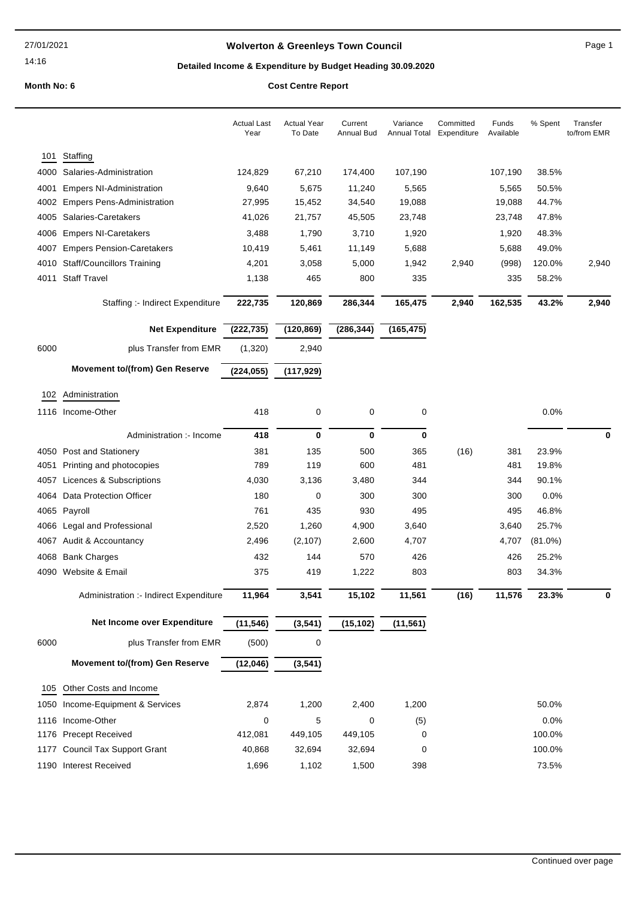# Wolverton & Greenleys Town Council

## Detailed Income & Expenditure by Budget Heading 30.09.2020

**Month No: 6** — **Cost Centre Report**

| | | Actual Last Year | Actual Year To Date | Current Annual Bud | Variance Annual Total | Committed Expenditure | Funds Available | % Spent | Transfer to/from EMR |
|---|---|---|---|---|---|---|---|---|---|
| **101** | **Staffing** | | | | | | | | |
| 4000 | Salaries-Administration | 124,829 | 67,210 | 174,400 | 107,190 | | 107,190 | 38.5% | |
| 4001 | Empers NI-Administration | 9,640 | 5,675 | 11,240 | 5,565 | | 5,565 | 50.5% | |
| 4002 | Empers Pens-Administration | 27,995 | 15,452 | 34,540 | 19,088 | | 19,088 | 44.7% | |
| 4005 | Salaries-Caretakers | 41,026 | 21,757 | 45,505 | 23,748 | | 23,748 | 47.8% | |
| 4006 | Empers NI-Caretakers | 3,488 | 1,790 | 3,710 | 1,920 | | 1,920 | 48.3% | |
| 4007 | Empers Pension-Caretakers | 10,419 | 5,461 | 11,149 | 5,688 | | 5,688 | 49.0% | |
| 4010 | Staff/Councillors Training | 4,201 | 3,058 | 5,000 | 1,942 | 2,940 | (998) | 120.0% | 2,940 |
| 4011 | Staff Travel | 1,138 | 465 | 800 | 335 | | 335 | 58.2% | |
| | Staffing :- Indirect Expenditure | **222,735** | **120,869** | **286,344** | **165,475** | **2,940** | **162,535** | **43.2%** | **2,940** |
| | **Net Expenditure** | **(222,735)** | **(120,869)** | **(286,344)** | **(165,475)** | | | | |
| 6000 | plus Transfer from EMR | (1,320) | 2,940 | | | | | | |
| | **Movement to/(from) Gen Reserve** | **(224,055)** | **(117,929)** | | | | | | |
| **102** | **Administration** | | | | | | | | |
| 1116 | Income-Other | 418 | 0 | 0 | 0 | | | 0.0% | |
| | Administration :- Income | **418** | **0** | **0** | **0** | | | | **0** |
| 4050 | Post and Stationery | 381 | 135 | 500 | 365 | (16) | 381 | 23.9% | |
| 4051 | Printing and photocopies | 789 | 119 | 600 | 481 | | 481 | 19.8% | |
| 4057 | Licences & Subscriptions | 4,030 | 3,136 | 3,480 | 344 | | 344 | 90.1% | |
| 4064 | Data Protection Officer | 180 | 0 | 300 | 300 | | 300 | 0.0% | |
| 4065 | Payroll | 761 | 435 | 930 | 495 | | 495 | 46.8% | |
| 4066 | Legal and Professional | 2,520 | 1,260 | 4,900 | 3,640 | | 3,640 | 25.7% | |
| 4067 | Audit & Accountancy | 2,496 | (2,107) | 2,600 | 4,707 | | 4,707 | (81.0%) | |
| 4068 | Bank Charges | 432 | 144 | 570 | 426 | | 426 | 25.2% | |
| 4090 | Website & Email | 375 | 419 | 1,222 | 803 | | 803 | 34.3% | |
| | Administration :- Indirect Expenditure | **11,964** | **3,541** | **15,102** | **11,561** | **(16)** | **11,576** | **23.3%** | **0** |
| | **Net Income over Expenditure** | **(11,546)** | **(3,541)** | **(15,102)** | **(11,561)** | | | | |
| 6000 | plus Transfer from EMR | (500) | 0 | | | | | | |
| | **Movement to/(from) Gen Reserve** | **(12,046)** | **(3,541)** | | | | | | |
| **105** | **Other Costs and Income** | | | | | | | | |
| 1050 | Income-Equipment & Services | 2,874 | 1,200 | 2,400 | 1,200 | | | 50.0% | |
| 1116 | Income-Other | 0 | 5 | 0 | (5) | | | 0.0% | |
| 1176 | Precept Received | 412,081 | 449,105 | 449,105 | 0 | | | 100.0% | |
| 1177 | Council Tax Support Grant | 40,868 | 32,694 | 32,694 | 0 | | | 100.0% | |
| 1190 | Interest Received | 1,696 | 1,102 | 1,500 | 398 | | | 73.5% | |

Continued over page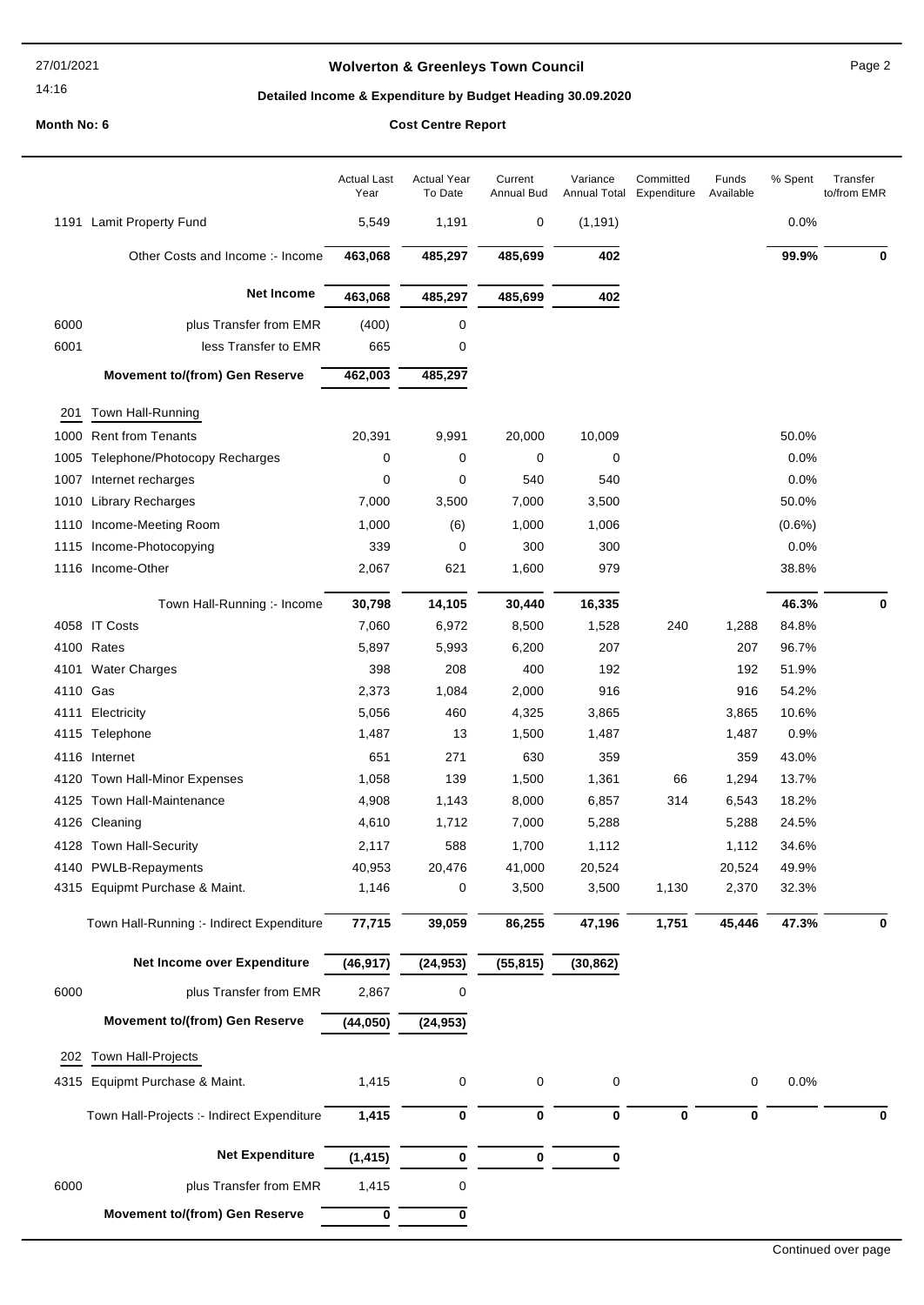# Wolverton & Greenleys Town Council

## Detailed Income & Expenditure by Budget Heading 30.09.2020

**Month No: 6** — **Cost Centre Report**

| | | Actual Last Year | Actual Year To Date | Current Annual Bud | Variance Annual Total | Committed Expenditure | Funds Available | % Spent | Transfer to/from EMR |
|---|---|---|---|---|---|---|---|---|---|
| 1191 | Lamit Property Fund | 5,549 | 1,191 | 0 | (1,191) | | | 0.0% | |
| | Other Costs and Income :- Income | **463,068** | **485,297** | **485,699** | **402** | | | **99.9%** | **0** |
| | **Net Income** | **463,068** | **485,297** | **485,699** | **402** | | | | |
| 6000 | plus Transfer from EMR | (400) | 0 | | | | | | |
| 6001 | less Transfer to EMR | 665 | 0 | | | | | | |
| | **Movement to/(from) Gen Reserve** | **462,003** | **485,297** | | | | | | |
| **201** | **Town Hall-Running** | | | | | | | | |
| 1000 | Rent from Tenants | 20,391 | 9,991 | 20,000 | 10,009 | | | 50.0% | |
| 1005 | Telephone/Photocopy Recharges | 0 | 0 | 0 | 0 | | | 0.0% | |
| 1007 | Internet recharges | 0 | 0 | 540 | 540 | | | 0.0% | |
| 1010 | Library Recharges | 7,000 | 3,500 | 7,000 | 3,500 | | | 50.0% | |
| 1110 | Income-Meeting Room | 1,000 | (6) | 1,000 | 1,006 | | | (0.6%) | |
| 1115 | Income-Photocopying | 339 | 0 | 300 | 300 | | | 0.0% | |
| 1116 | Income-Other | 2,067 | 621 | 1,600 | 979 | | | 38.8% | |
| | Town Hall-Running :- Income | **30,798** | **14,105** | **30,440** | **16,335** | | | **46.3%** | **0** |
| 4058 | IT Costs | 7,060 | 6,972 | 8,500 | 1,528 | 240 | 1,288 | 84.8% | |
| 4100 | Rates | 5,897 | 5,993 | 6,200 | 207 | | 207 | 96.7% | |
| 4101 | Water Charges | 398 | 208 | 400 | 192 | | 192 | 51.9% | |
| 4110 | Gas | 2,373 | 1,084 | 2,000 | 916 | | 916 | 54.2% | |
| 4111 | Electricity | 5,056 | 460 | 4,325 | 3,865 | | 3,865 | 10.6% | |
| 4115 | Telephone | 1,487 | 13 | 1,500 | 1,487 | | 1,487 | 0.9% | |
| 4116 | Internet | 651 | 271 | 630 | 359 | | 359 | 43.0% | |
| 4120 | Town Hall-Minor Expenses | 1,058 | 139 | 1,500 | 1,361 | 66 | 1,294 | 13.7% | |
| 4125 | Town Hall-Maintenance | 4,908 | 1,143 | 8,000 | 6,857 | 314 | 6,543 | 18.2% | |
| 4126 | Cleaning | 4,610 | 1,712 | 7,000 | 5,288 | | 5,288 | 24.5% | |
| 4128 | Town Hall-Security | 2,117 | 588 | 1,700 | 1,112 | | 1,112 | 34.6% | |
| 4140 | PWLB-Repayments | 40,953 | 20,476 | 41,000 | 20,524 | | 20,524 | 49.9% | |
| 4315 | Equipmt Purchase & Maint. | 1,146 | 0 | 3,500 | 3,500 | 1,130 | 2,370 | 32.3% | |
| | Town Hall-Running :- Indirect Expenditure | **77,715** | **39,059** | **86,255** | **47,196** | **1,751** | **45,446** | **47.3%** | **0** |
| | **Net Income over Expenditure** | **(46,917)** | **(24,953)** | **(55,815)** | **(30,862)** | | | | |
| 6000 | plus Transfer from EMR | 2,867 | 0 | | | | | | |
| | **Movement to/(from) Gen Reserve** | **(44,050)** | **(24,953)** | | | | | | |
| **202** | **Town Hall-Projects** | | | | | | | | |
| 4315 | Equipmt Purchase & Maint. | 1,415 | 0 | 0 | 0 | | 0 | 0.0% | |
| | Town Hall-Projects :- Indirect Expenditure | **1,415** | **0** | **0** | **0** | **0** | **0** | | **0** |
| | **Net Expenditure** | **(1,415)** | **0** | **0** | **0** | | | | |
| 6000 | plus Transfer from EMR | 1,415 | 0 | | | | | | |
| | **Movement to/(from) Gen Reserve** | **0** | **0** | | | | | | |

Continued over page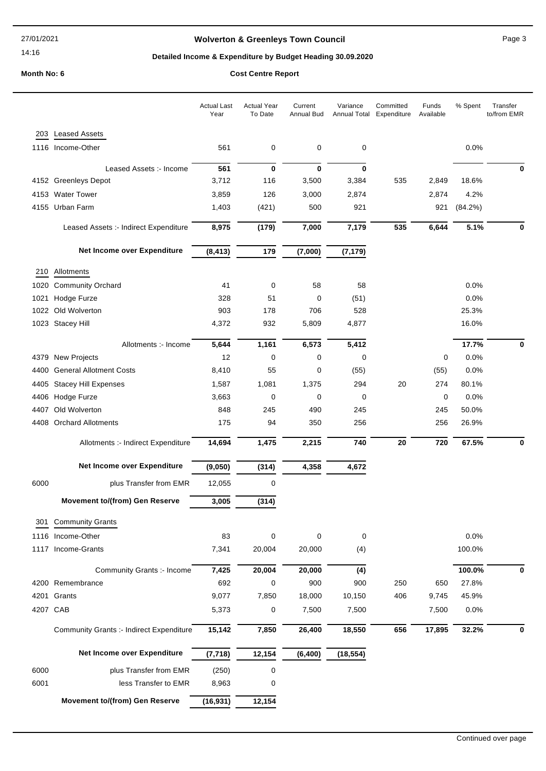# Wolverton & Greenleys Town Council

## Detailed Income & Expenditure by Budget Heading 30.09.2020

**Month No: 6** **Cost Centre Report**

| | | Actual Last Year | Actual Year To Date | Current Annual Bud | Variance Annual Total | Committed Expenditure | Funds Available | % Spent | Transfer to/from EMR |
|---|---|---|---|---|---|---|---|---|---|
| **203** | **Leased Assets** | | | | | | | | |
| 1116 | Income-Other | 561 | 0 | 0 | 0 | | | 0.0% | |
| | Leased Assets :- Income | **561** | **0** | **0** | **0** | | | | **0** |
| 4152 | Greenleys Depot | 3,712 | 116 | 3,500 | 3,384 | 535 | 2,849 | 18.6% | |
| 4153 | Water Tower | 3,859 | 126 | 3,000 | 2,874 | | 2,874 | 4.2% | |
| 4155 | Urban Farm | 1,403 | (421) | 500 | 921 | | 921 | (84.2%) | |
| | Leased Assets :- Indirect Expenditure | **8,975** | **(179)** | **7,000** | **7,179** | **535** | **6,644** | **5.1%** | **0** |
| | **Net Income over Expenditure** | **(8,413)** | **179** | **(7,000)** | **(7,179)** | | | | |
| **210** | **Allotments** | | | | | | | | |
| 1020 | Community Orchard | 41 | 0 | 58 | 58 | | | 0.0% | |
| 1021 | Hodge Furze | 328 | 51 | 0 | (51) | | | 0.0% | |
| 1022 | Old Wolverton | 903 | 178 | 706 | 528 | | | 25.3% | |
| 1023 | Stacey Hill | 4,372 | 932 | 5,809 | 4,877 | | | 16.0% | |
| | Allotments :- Income | **5,644** | **1,161** | **6,573** | **5,412** | | | **17.7%** | **0** |
| 4379 | New Projects | 12 | 0 | 0 | 0 | | 0 | 0.0% | |
| 4400 | General Allotment Costs | 8,410 | 55 | 0 | (55) | | (55) | 0.0% | |
| 4405 | Stacey Hill Expenses | 1,587 | 1,081 | 1,375 | 294 | 20 | 274 | 80.1% | |
| 4406 | Hodge Furze | 3,663 | 0 | 0 | 0 | | 0 | 0.0% | |
| 4407 | Old Wolverton | 848 | 245 | 490 | 245 | | 245 | 50.0% | |
| 4408 | Orchard Allotments | 175 | 94 | 350 | 256 | | 256 | 26.9% | |
| | Allotments :- Indirect Expenditure | **14,694** | **1,475** | **2,215** | **740** | **20** | **720** | **67.5%** | **0** |
| | **Net Income over Expenditure** | **(9,050)** | **(314)** | **4,358** | **4,672** | | | | |
| 6000 | plus Transfer from EMR | 12,055 | 0 | | | | | | |
| | **Movement to/(from) Gen Reserve** | **3,005** | **(314)** | | | | | | |
| **301** | **Community Grants** | | | | | | | | |
| 1116 | Income-Other | 83 | 0 | 0 | 0 | | | 0.0% | |
| 1117 | Income-Grants | 7,341 | 20,004 | 20,000 | (4) | | | 100.0% | |
| | Community Grants :- Income | **7,425** | **20,004** | **20,000** | **(4)** | | | **100.0%** | **0** |
| 4200 | Remembrance | 692 | 0 | 900 | 900 | 250 | 650 | 27.8% | |
| 4201 | Grants | 9,077 | 7,850 | 18,000 | 10,150 | 406 | 9,745 | 45.9% | |
| 4207 | CAB | 5,373 | 0 | 7,500 | 7,500 | | 7,500 | 0.0% | |
| | Community Grants :- Indirect Expenditure | **15,142** | **7,850** | **26,400** | **18,550** | **656** | **17,895** | **32.2%** | **0** |
| | **Net Income over Expenditure** | **(7,718)** | **12,154** | **(6,400)** | **(18,554)** | | | | |
| 6000 | plus Transfer from EMR | (250) | 0 | | | | | | |
| 6001 | less Transfer to EMR | 8,963 | 0 | | | | | | |
| | **Movement to/(from) Gen Reserve** | **(16,931)** | **12,154** | | | | | | |

Continued over page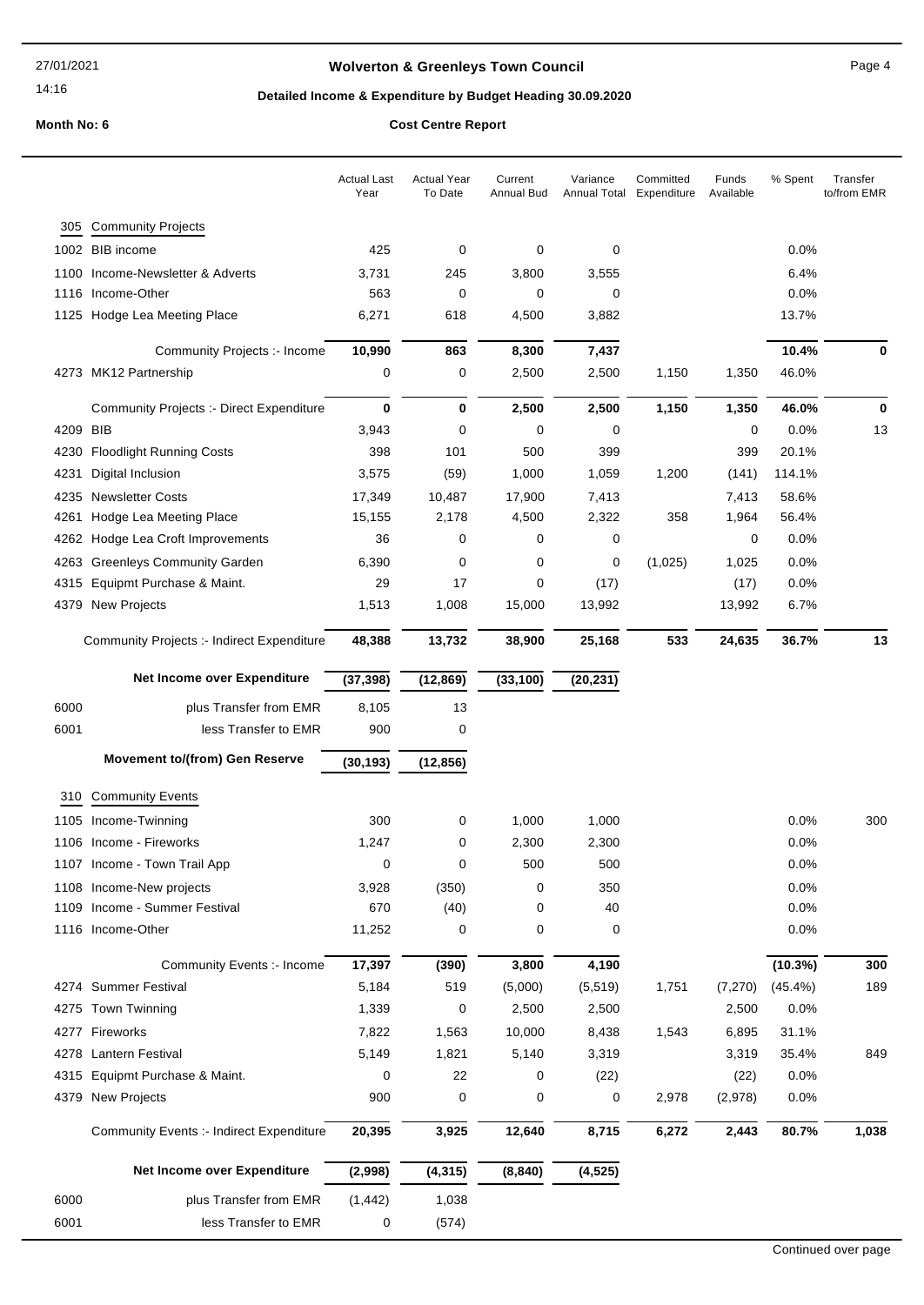# Wolverton & Greenleys Town Council

**Detailed Income & Expenditure by Budget Heading 30.09.2020**

**Month No: 6** | **Cost Centre Report**

| | | Actual Last Year | Actual Year To Date | Current Annual Bud | Variance Annual Total | Committed Expenditure | Funds Available | % Spent | Transfer to/from EMR |
|---|---|---|---|---|---|---|---|---|---|
| 305 | Community Projects | | | | | | | | |
| 1002 | BIB income | 425 | 0 | 0 | 0 | | | 0.0% | |
| 1100 | Income-Newsletter & Adverts | 3,731 | 245 | 3,800 | 3,555 | | | 6.4% | |
| 1116 | Income-Other | 563 | 0 | 0 | 0 | | | 0.0% | |
| 1125 | Hodge Lea Meeting Place | 6,271 | 618 | 4,500 | 3,882 | | | 13.7% | |
| | Community Projects :- Income | **10,990** | **863** | **8,300** | **7,437** | | | **10.4%** | **0** |
| 4273 | MK12 Partnership | 0 | 0 | 2,500 | 2,500 | 1,150 | 1,350 | 46.0% | |
| | Community Projects :- Direct Expenditure | **0** | **0** | **2,500** | **2,500** | **1,150** | **1,350** | **46.0%** | **0** |
| 4209 | BIB | 3,943 | 0 | 0 | 0 | | 0 | 0.0% | 13 |
| 4230 | Floodlight Running Costs | 398 | 101 | 500 | 399 | | 399 | 20.1% | |
| 4231 | Digital Inclusion | 3,575 | (59) | 1,000 | 1,059 | 1,200 | (141) | 114.1% | |
| 4235 | Newsletter Costs | 17,349 | 10,487 | 17,900 | 7,413 | | 7,413 | 58.6% | |
| 4261 | Hodge Lea Meeting Place | 15,155 | 2,178 | 4,500 | 2,322 | 358 | 1,964 | 56.4% | |
| 4262 | Hodge Lea Croft Improvements | 36 | 0 | 0 | 0 | | 0 | 0.0% | |
| 4263 | Greenleys Community Garden | 6,390 | 0 | 0 | 0 | (1,025) | 1,025 | 0.0% | |
| 4315 | Equipmt Purchase & Maint. | 29 | 17 | 0 | (17) | | (17) | 0.0% | |
| 4379 | New Projects | 1,513 | 1,008 | 15,000 | 13,992 | | 13,992 | 6.7% | |
| | Community Projects :- Indirect Expenditure | **48,388** | **13,732** | **38,900** | **25,168** | **533** | **24,635** | **36.7%** | **13** |
| | **Net Income over Expenditure** | **(37,398)** | **(12,869)** | **(33,100)** | **(20,231)** | | | | |
| 6000 | plus Transfer from EMR | 8,105 | 13 | | | | | | |
| 6001 | less Transfer to EMR | 900 | 0 | | | | | | |
| | **Movement to/(from) Gen Reserve** | **(30,193)** | **(12,856)** | | | | | | |
| 310 | Community Events | | | | | | | | |
| 1105 | Income-Twinning | 300 | 0 | 1,000 | 1,000 | | | 0.0% | 300 |
| 1106 | Income - Fireworks | 1,247 | 0 | 2,300 | 2,300 | | | 0.0% | |
| 1107 | Income - Town Trail App | 0 | 0 | 500 | 500 | | | 0.0% | |
| 1108 | Income-New projects | 3,928 | (350) | 0 | 350 | | | 0.0% | |
| 1109 | Income - Summer Festival | 670 | (40) | 0 | 40 | | | 0.0% | |
| 1116 | Income-Other | 11,252 | 0 | 0 | 0 | | | 0.0% | |
| | Community Events :- Income | **17,397** | **(390)** | **3,800** | **4,190** | | | **(10.3%)** | **300** |
| 4274 | Summer Festival | 5,184 | 519 | (5,000) | (5,519) | 1,751 | (7,270) | (45.4%) | 189 |
| 4275 | Town Twinning | 1,339 | 0 | 2,500 | 2,500 | | 2,500 | 0.0% | |
| 4277 | Fireworks | 7,822 | 1,563 | 10,000 | 8,438 | 1,543 | 6,895 | 31.1% | |
| 4278 | Lantern Festival | 5,149 | 1,821 | 5,140 | 3,319 | | 3,319 | 35.4% | 849 |
| 4315 | Equipmt Purchase & Maint. | 0 | 22 | 0 | (22) | | (22) | 0.0% | |
| 4379 | New Projects | 900 | 0 | 0 | 0 | 2,978 | (2,978) | 0.0% | |
| | Community Events :- Indirect Expenditure | **20,395** | **3,925** | **12,640** | **8,715** | **6,272** | **2,443** | **80.7%** | **1,038** |
| | **Net Income over Expenditure** | **(2,998)** | **(4,315)** | **(8,840)** | **(4,525)** | | | | |
| 6000 | plus Transfer from EMR | (1,442) | 1,038 | | | | | | |
| 6001 | less Transfer to EMR | 0 | (574) | | | | | | |

Continued over page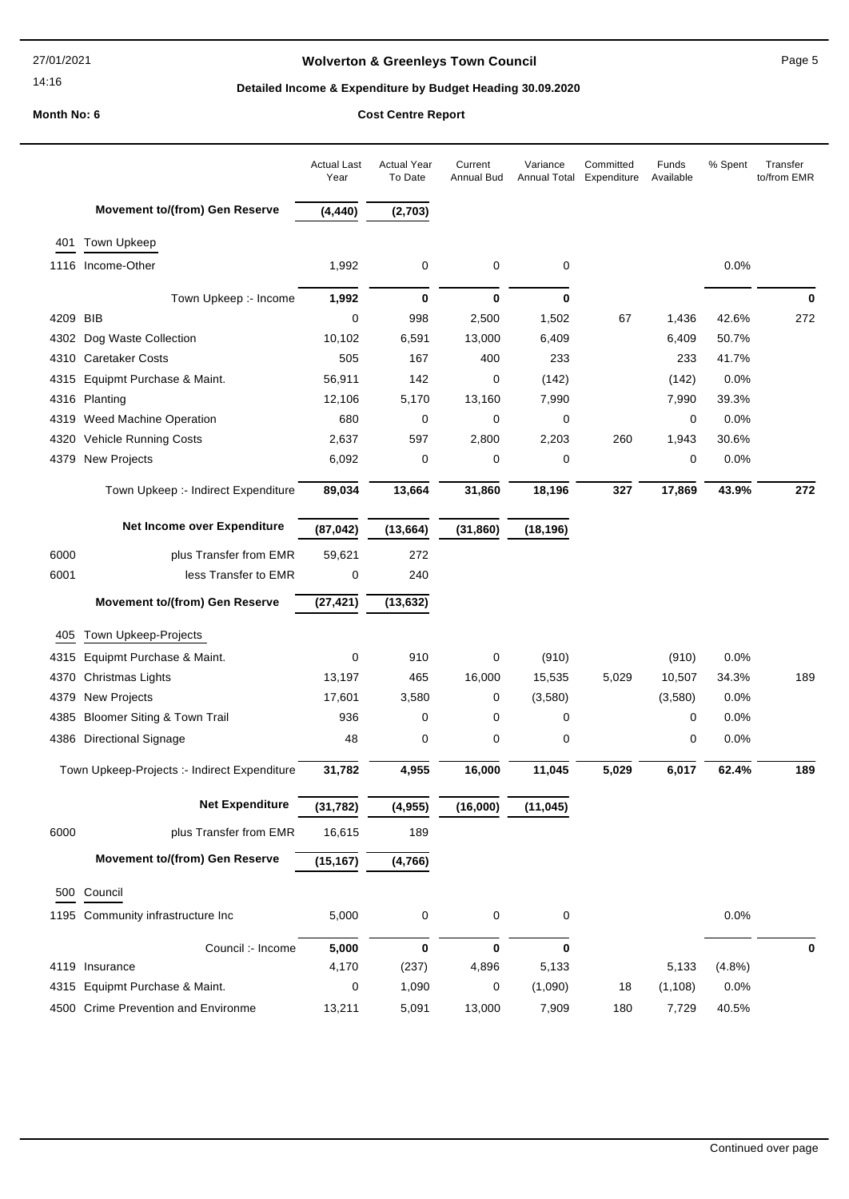**Wolverton & Greenleys Town Council**

**Detailed Income & Expenditure by Budget Heading 30.09.2020**

**Month No: 6** **Cost Centre Report**

| | | Actual Last Year | Actual Year To Date | Current Annual Bud | Variance Annual Total | Committed Expenditure | Funds Available | % Spent | Transfer to/from EMR |
|---|---|---|---|---|---|---|---|---|---|
| | **Movement to/(from) Gen Reserve** | **(4,440)** | **(2,703)** | | | | | | |
| 401 | Town Upkeep | | | | | | | | |
| 1116 | Income-Other | 1,992 | 0 | 0 | 0 | | | 0.0% | |
| | Town Upkeep :- Income | **1,992** | **0** | **0** | **0** | | | | **0** |
| 4209 | BIB | 0 | 998 | 2,500 | 1,502 | 67 | 1,436 | 42.6% | 272 |
| 4302 | Dog Waste Collection | 10,102 | 6,591 | 13,000 | 6,409 | | 6,409 | 50.7% | |
| 4310 | Caretaker Costs | 505 | 167 | 400 | 233 | | 233 | 41.7% | |
| 4315 | Equipmt Purchase & Maint. | 56,911 | 142 | 0 | (142) | | (142) | 0.0% | |
| 4316 | Planting | 12,106 | 5,170 | 13,160 | 7,990 | | 7,990 | 39.3% | |
| 4319 | Weed Machine Operation | 680 | 0 | 0 | 0 | | 0 | 0.0% | |
| 4320 | Vehicle Running Costs | 2,637 | 597 | 2,800 | 2,203 | 260 | 1,943 | 30.6% | |
| 4379 | New Projects | 6,092 | 0 | 0 | 0 | | 0 | 0.0% | |
| | Town Upkeep :- Indirect Expenditure | **89,034** | **13,664** | **31,860** | **18,196** | **327** | **17,869** | **43.9%** | **272** |
| | **Net Income over Expenditure** | **(87,042)** | **(13,664)** | **(31,860)** | **(18,196)** | | | | |
| 6000 | plus Transfer from EMR | 59,621 | 272 | | | | | | |
| 6001 | less Transfer to EMR | 0 | 240 | | | | | | |
| | **Movement to/(from) Gen Reserve** | **(27,421)** | **(13,632)** | | | | | | |
| 405 | Town Upkeep-Projects | | | | | | | | |
| 4315 | Equipmt Purchase & Maint. | 0 | 910 | 0 | (910) | | (910) | 0.0% | |
| 4370 | Christmas Lights | 13,197 | 465 | 16,000 | 15,535 | 5,029 | 10,507 | 34.3% | 189 |
| 4379 | New Projects | 17,601 | 3,580 | 0 | (3,580) | | (3,580) | 0.0% | |
| 4385 | Bloomer Siting & Town Trail | 936 | 0 | 0 | 0 | | 0 | 0.0% | |
| 4386 | Directional Signage | 48 | 0 | 0 | 0 | | 0 | 0.0% | |
| | Town Upkeep-Projects :- Indirect Expenditure | **31,782** | **4,955** | **16,000** | **11,045** | **5,029** | **6,017** | **62.4%** | **189** |
| | **Net Expenditure** | **(31,782)** | **(4,955)** | **(16,000)** | **(11,045)** | | | | |
| 6000 | plus Transfer from EMR | 16,615 | 189 | | | | | | |
| | **Movement to/(from) Gen Reserve** | **(15,167)** | **(4,766)** | | | | | | |
| 500 | Council | | | | | | | | |
| 1195 | Community infrastructure Inc | 5,000 | 0 | 0 | 0 | | | 0.0% | |
| | Council :- Income | **5,000** | **0** | **0** | **0** | | | | **0** |
| 4119 | Insurance | 4,170 | (237) | 4,896 | 5,133 | | 5,133 | (4.8%) | |
| 4315 | Equipmt Purchase & Maint. | 0 | 1,090 | 0 | (1,090) | 18 | (1,108) | 0.0% | |
| 4500 | Crime Prevention and Environme | 13,211 | 5,091 | 13,000 | 7,909 | 180 | 7,729 | 40.5% | |

Continued over page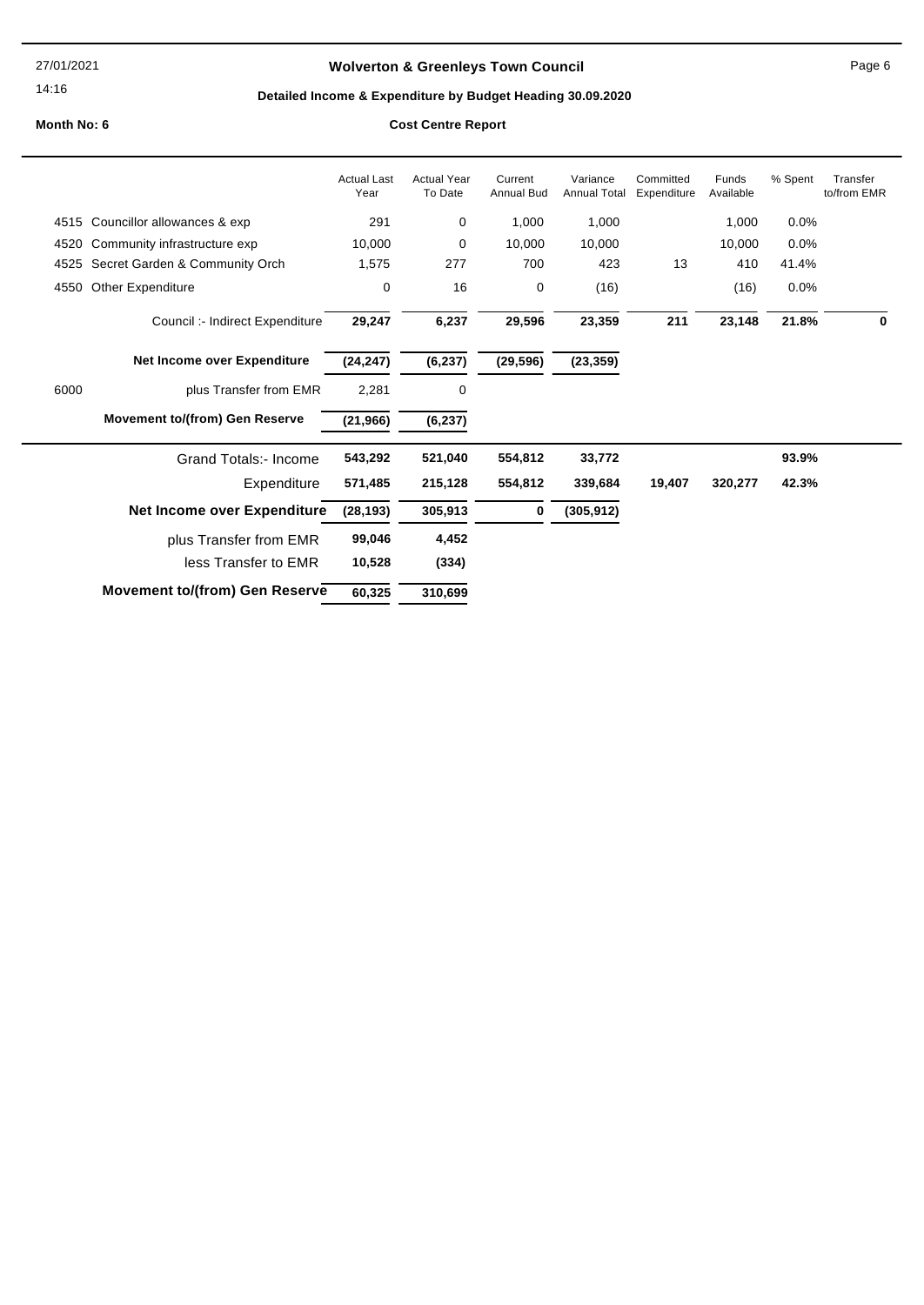**Wolverton & Greenleys Town Council**

**Detailed Income & Expenditure by Budget Heading 30.09.2020**

**Month No: 6**

**Cost Centre Report**

| | | Actual Last Year | Actual Year To Date | Current Annual Bud | Variance Annual Total | Committed Expenditure | Funds Available | % Spent | Transfer to/from EMR |
|---|---|---|---|---|---|---|---|---|---|
| 4515 | Councillor allowances & exp | 291 | 0 | 1,000 | 1,000 | | 1,000 | 0.0% | |
| 4520 | Community infrastructure exp | 10,000 | 0 | 10,000 | 10,000 | | 10,000 | 0.0% | |
| 4525 | Secret Garden & Community Orch | 1,575 | 277 | 700 | 423 | 13 | 410 | 41.4% | |
| 4550 | Other Expenditure | 0 | 16 | 0 | (16) | | (16) | 0.0% | |
| | Council :- Indirect Expenditure | **29,247** | **6,237** | **29,596** | **23,359** | **211** | **23,148** | **21.8%** | **0** |
| | **Net Income over Expenditure** | **(24,247)** | **(6,237)** | **(29,596)** | **(23,359)** | | | | |
| 6000 | plus Transfer from EMR | 2,281 | 0 | | | | | | |
| | **Movement to/(from) Gen Reserve** | **(21,966)** | **(6,237)** | | | | | | |
| | Grand Totals:- Income | **543,292** | **521,040** | **554,812** | **33,772** | | | **93.9%** | |
| | Expenditure | **571,485** | **215,128** | **554,812** | **339,684** | **19,407** | **320,277** | **42.3%** | |
| | **Net Income over Expenditure** | **(28,193)** | **305,913** | **0** | **(305,912)** | | | | |
| | plus Transfer from EMR | **99,046** | **4,452** | | | | | | |
| | less Transfer to EMR | **10,528** | **(334)** | | | | | | |
| | **Movement to/(from) Gen Reserve** | **60,325** | **310,699** | | | | | | |